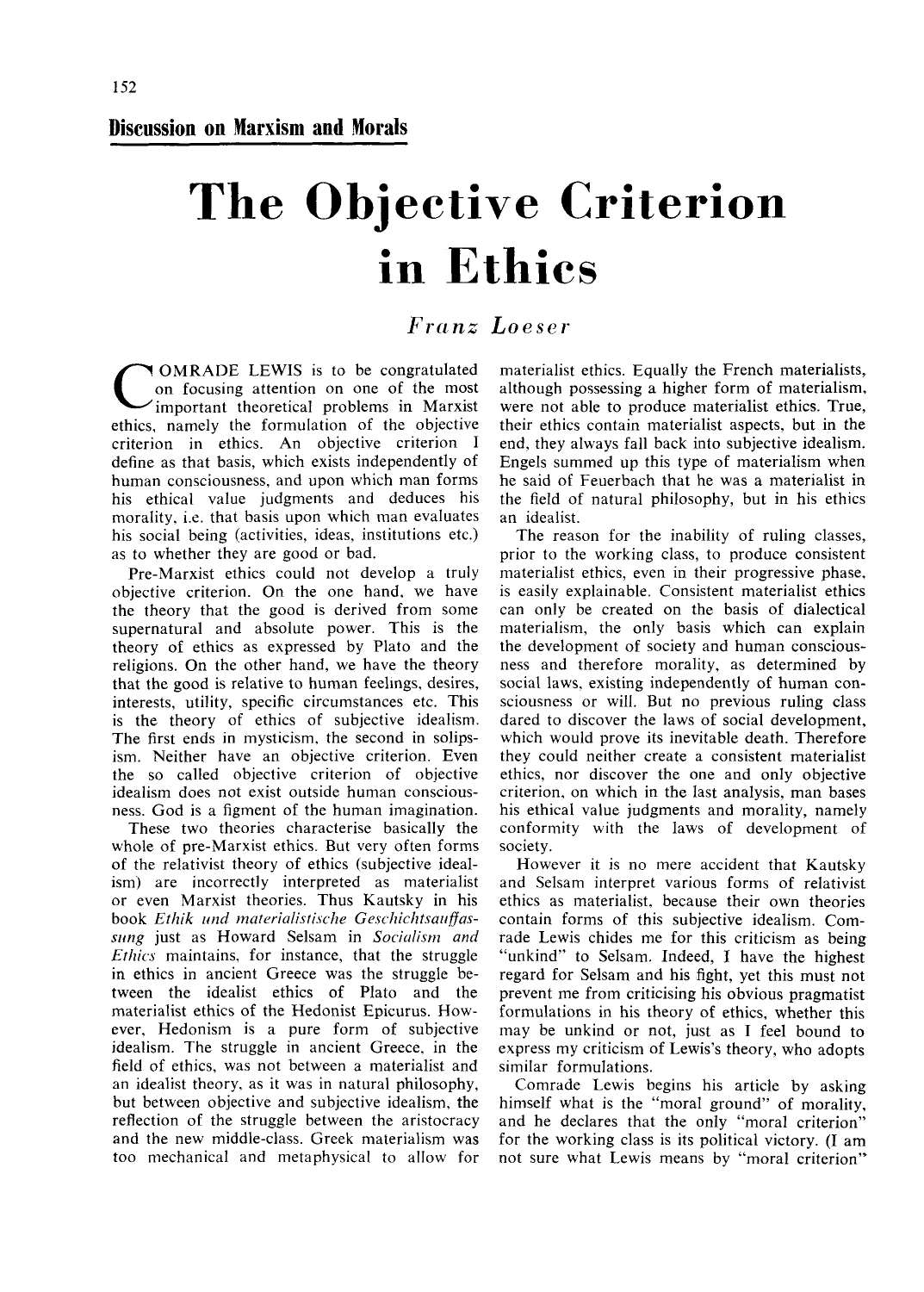## Discussion on Marxism and Morals

# The Objective Criterion in Ethics

*Franz Loeser*

COMRADE LEWIS is to be congratulated on focusing attention on one of the most important theoretical problems in Marxist ethics, namely the formulation of the objective criterion in ethics. An objective criterion I define as that basis, which exists independently of human consciousness, and upon which man forms his ethical value judgments and deduces his morality, i.e. that basis upon which man evaluates his social being (activities, ideas, institutions etc.) as to whether they are good or bad.

Pre-Marxist ethics could not develop a truly objective criterion. On the one hand, we have the theory that the good is derived from some supernatural and absolute power. This is the theory of ethics as expressed by Plato and the religions. On the other hand, we have the theory that the good is relative to human feelings, desires, interests, utility, specific circumstances etc. This is the theory of ethics of subjective idealism. The first ends in mysticism, the second in solipsism. Neither have an objective criterion. Even the so called objective criterion of objective idealism does not exist outside human consciousness. God is a figment of the human imagination.

These two theories characterise basically the whole of pre-Marxist ethics. But very often forms of the relativist theory of ethics (subjective idealism) are incorrectly interpreted as materialist or even Marxist theories. Thus Kautsky in his book *Ethik und materialistische Geschichtsauffassung* just as Howard Selsam in *Socialism and Ethics* maintains, for instance, that the struggle in ethics in ancient Greece was the struggle between the idealist ethics of Plato and the materialist ethics of the Hedonist Epicurus. However, Hedonism is a pure form of subjective idealism. The struggle in ancient Greece, in the field of ethics, was not between a materialist and an idealist theory, as it was in natural philosophy, but between objective and subjective idealism, the reflection of the struggle between the aristocracy and the new middle-class. Greek materialism was too mechanical and metaphysical to allow for materialist ethics. Equally the French materialists, although possessing a higher form of materialism, were not able to produce materialist ethics. True, their ethics contain materialist aspects, but in the end, they always fall back into subjective idealism. Engels summed up this type of materialism when he said of Feuerbach that he was a materialist in the field of natural philosophy, but in his ethics an idealist.

The reason for the inability of ruling classes, prior to the working class, to produce consistent materialist ethics, even in their progressive phase, is easily explainable. Consistent materialist ethics can only be created on the basis of dialectical materialism, the only basis which can explain the development of society and human consciousness and therefore morality, as determined by social laws, existing independently of human consciousness or will. But no previous ruling class dared to discover the laws of social development, which would prove its inevitable death. Therefore they could neither create a consistent materialist ethics, nor discover the one and only objective criterion, on which in the last analysis, man bases his ethical value judgments and morality, namely conformity with the laws of development of society.

However it is no mere accident that Kautsky and Selsam interpret various forms of relativist ethics as materialist, because their own theories contain forms of this subjective idealism. Comrade Lewis chides me for this criticism as being "unkind" to Selsam. Indeed, I have the highest regard for Selsam and his fight, yet this must not prevent me from criticising his obvious pragmatist formulations in his theory of ethics, whether this may be unkind or not, just as I feel bound to express my criticism of Lewis's theory, who adopts similar formulations.

Comrade Lewis begins his article by asking himself what is the "moral ground" of morality, and he declares that the only "moral criterion" for the working class is its political victory. (I am not sure what Lewis means by "moral criterion"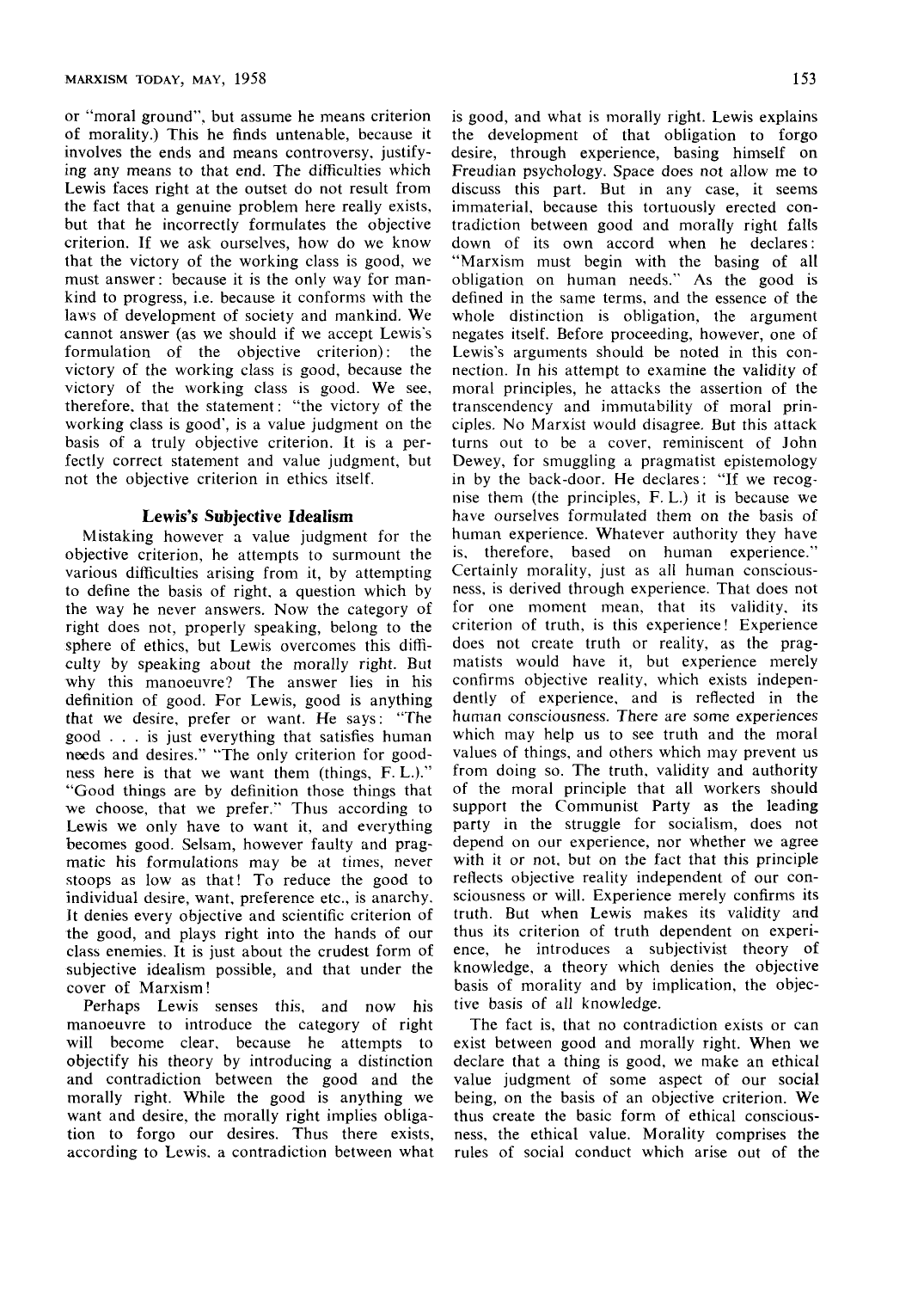or "moral ground", but assume he means criterion of morality.) This he finds untenable, because it involves the ends and means controversy, justifying any means to that end. The difficulties which Lewis faces right at the outset do not result from the fact that a genuine problem here really exists, but that he incorrectly formulates the objective criterion. If we ask ourselves, how do we know that the victory of the working class is good, we must answer: because it is the only way for mankind to progress, i.e. because it conforms with the laws of development of society and mankind. We cannot answer (as we should if we accept Lewis's formulation of the objective criterion): the victory of the working class is good, because the victory of the working class is good. We see, therefore, that the statement: "the victory of the working class is good', is a value judgment on the basis of a truly objective criterion. It is a perfectly correct statement and value judgment, but not the objective criterion in ethics itself.

### Lewis's Subjective Idealism

Mistaking however a value judgment for the objective criterion, he attempts to surmount the various difficulties arising from it, by attempting to define the basis of right, a question which by the way he never answers. Now the category of right does not, properly speaking, belong to the sphere of ethics, but Lewis overcomes this difficulty by speaking about the morally right. But why this manoeuvre? The answer lies in his definition of good. For Lewis, good is anything that we desire, prefer or want. He says: "The good . . . is just everything that satisfies human needs and desires." "The only criterion for goodness here is that we want them (things, F. L.)." "Good things are by definition those things that we choose, that we prefer." Thus according to Lewis we only have to want it, and everything becomes good. Selsam, however faulty and pragmatic his formulations may be at times, never stoops as low as that! To reduce the good to individual desire, want, preference etc., is anarchy. It denies every objective and scientific criterion of the good, and plays right into the hands of our class enemies. It is just about the crudest form of subjective idealism possible, and that under the cover of Marxism!

Perhaps Lewis senses this, and now his manoeuvre to introduce the category of right will become clear, because he attempts to objectify his theory by introducing a distinction and contradiction between the good and the morally right. While the good is anything we want and desire, the morally right implies obligation to forgo our desires. Thus there exists, according to Lewis, a contradiction between what is good, and what is morally right. Lewis explains the development of that obligation to forgo desire, through experience, basing himself on Freudian psychology. Space does not allow me to discuss this part. But in any case, it seems immaterial, because this tortuously erected contradiction between good and morally right falls down of its own accord when he declares: "Marxism must begin with the basing of all obligation on human needs." As the good is defined in the same terms, and the essence of the whole distinction is obligation, the argument negates itself. Before proceeding, however, one of Lewis's arguments should be noted in this connection. In his attempt to examine the validity of moral principles, he attacks the assertion of the transcendency and immutability of moral principles. No Marxist would disagree. But this attack turns out to be a cover, reminiscent of John Dewey, for smuggling a pragmatist epistemology in by the back-door. He declares: "If we recognise them (the principles, F. L.) it is because we have ourselves formulated them on the basis of human experience. Whatever authority they have is, therefore, based on human experience." Certainly morality, just as all human consciousness, is derived through experience. That does not for one moment mean, that its validity, its criterion of truth, is this experience! Experience does not create truth or reality, as the pragmatists would have it, but experience merely confirms objective reality, which exists independently of experience, and is reflected in the human consciousness. There are some experiences which may help us to see truth and the moral values of things, and others which may prevent us from doing so. The truth, validity and authority of the moral principle that all workers should support the Communist Party as the leading party in the struggle for socialism, does not depend on our experience, nor whether we agree with it or not, but on the fact that this principle reflects objective reality independent of our consciousness or will. Experience merely confirms its truth. But when Lewis makes its validity and thus its criterion of truth dependent on experience, he introduces a subjectivist theory of knowledge, a theory which denies the objective basis of morality and by implication, the objective basis of all knowledge.

The fact is, that no contradiction exists or can exist between good and morally right. When we declare that a thing is good, we make an ethical value judgment of some aspect of our social being, on the basis of an objective criterion. We thus create the basic form of ethical consciousness, the ethical value. Morality comprises the rules of social conduct which arise out of the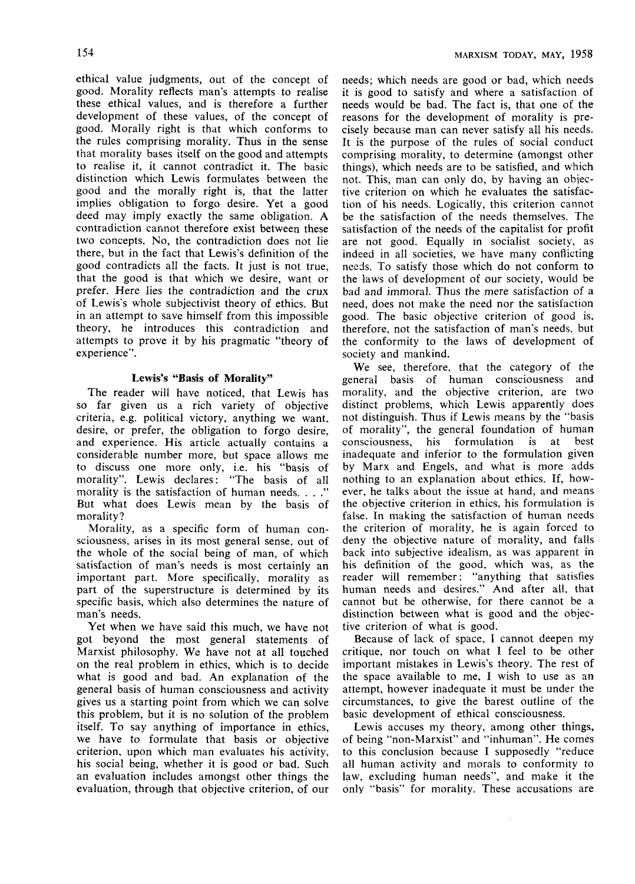ethical value judgments, out of the concept of good. Morality reflects man's attempts to realise these ethical values, and is therefore a further development of these values, of the concept of good. Morally right is that which conforms to the rules comprising morality. Thus in the sense that morality bases itself on the good and attempts to realise it, it cannot contradict it. The basic distinction which Lewis formulates between the good and the morally right is, that the latter implies obligation to forgo desire. Yet a good deed may imply exactly the same obligation. A contradiction cannot therefore exist between these two concepts. No, the contradiction does not lie there, but in the fact that Lewis's definition of the good contradicts all the facts. It just is not true, that the good is that which we desire, want or prefer. Here lies the contradiction and the crux of Lewis's whole subjectivist theory of ethics. But in an attempt to save himself from this impossible theory, he introduces this contradiction and attempts to prove it by his pragmatic "theory of experience".

### Lewis's "Basis of Morality"

The reader will have noticed, that Lewis has so far given us a rich variety of objective criteria, e.g. political victory, anything we want, desire, or prefer, the obligation to forgo desire, and experience. His article actually contains a considerable number more, but space allows me to discuss one more only, i.e. his "basis of morality". Lewis declares: "The basis of all morality is the satisfaction of human needs. . . ." But what does Lewis mean by the basis of morality?

Morality, as a specific form of human consciousness, arises in its most general sense, out of the whole of the social being of man, of which satisfaction of man's needs is most certainly an important part. More specifically, morality as part of the superstructure is determined by its specific basis, which also determines the nature of man's needs.

Yet when we have said this much, we have not got beyond the most general statements of Marxist philosophy. We have not at all touched on the real problem in ethics, which is to decide what is good and bad. An explanation of the general basis of human consciousness and activity gives us a starting point from which we can solve this problem, but it is no solution of the problem itself. To say anything of importance in ethics, we have to formulate that basis or objective criterion, upon which man evaluates his activity, his social being, whether it is good or bad. Such an evaluation includes amongst other things the evaluation, through that objective criterion, of our needs; which needs are good or bad, which needs it is good to satisfy and where a satisfaction of needs would be bad. The fact is, that one of the reasons for the development of morality is precisely because man can never satisfy all his needs. It is the purpose of the rules of social conduct comprising morality, to determine (amongst other things), which needs are to be satisfied, and which not. This, man can only do, by having an objective criterion on which he evaluates the satisfaction of his needs. Logically, this criterion cannot be the satisfaction of the needs themselves. The satisfaction of the needs of the capitalist for profit are not good. Equally in socialist society, as indeed in all societies, we have many conflicting needs. To satisfy those which do not conform to the laws of development of our society, would be bad and immoral. Thus the mere satisfaction of a need, does not make the need nor the satisfaction good. The basic objective criterion of good is, therefore, not the satisfaction of man's needs, but the conformity to the laws of development of society and mankind.

We see, therefore, that the category of the general basis of human consciousness and morality, and the objective criterion, are two distinct problems, which Lewis apparently does not distinguish. Thus if Lewis means by the "basis of morality", the general foundation of human consciousness, his formulation is at best inadequate and inferior to the formulation given by Marx and Engels, and what is more adds nothing to an explanation about ethics. If, however, he talks about the issue at hand, and means the objective criterion in ethics, his formulation is false. In making the satisfaction of human needs the criterion of morality, he is again forced to deny the objective nature of morality, and falls back into subjective idealism, as was apparent in his definition of the good, which was, as the reader will remember: "anything that satisfies human needs and desires." And after all, that cannot but be otherwise, for there cannot be a distinction between what is good and the objective criterion of what is good.

Because of lack of space, I cannot deepen my critique, nor touch on what I feel to be other important mistakes in Lewis's theory. The rest of the space available to me, I wish to use as an attempt, however inadequate it must be under the circumstances, to give the barest outline of the basic development of ethical consciousness.

Lewis accuses my theory, among other things, of being "non-Marxist" and "inhuman". He comes to this conclusion because I supposedly "reduce all human activity and morals to conformity to law, excluding human needs", and make it the only "basis" for morality. These accusations are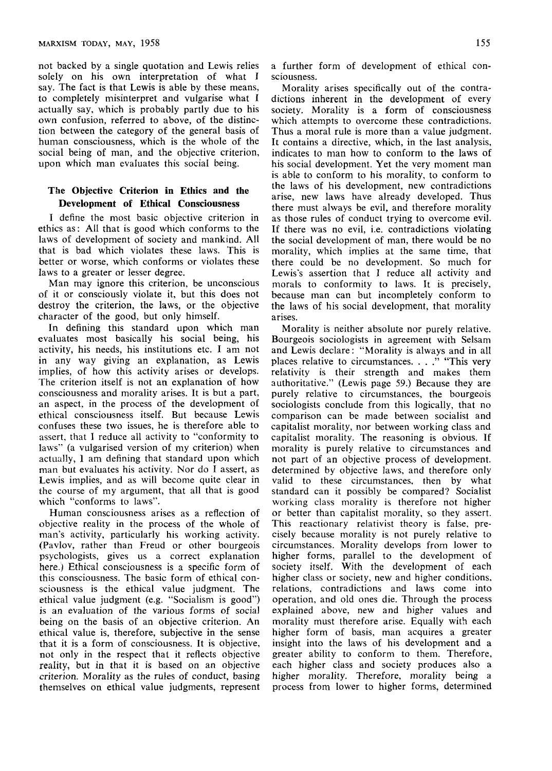not backed by a single quotation and Lewis relies solely on his own interpretation of what I say. The fact is that Lewis is able by these means, to completely misinterpret and vulgarise what I actually say, which is probably partly due to his own confusion, referred to above, of the distinction between the category of the general basis of human consciousness, which is the whole of the social being of man, and the objective criterion, upon which man evaluates this social being.

### The Objective Criterion in Ethics and the Development of Ethical Consciousness

I define the most basic objective criterion in ethics as: All that is good which conforms to the laws of development of society and mankind. All that is bad which violates these laws. This is better or worse, which conforms or violates these laws to a greater or lesser degree.

Man may ignore this criterion, be unconscious of it or consciously violate it, but this does not destroy the criterion, the laws, or the objective character of the good, but only himself.

In defining this standard upon which man evaluates most basically his social being, his activity, his needs, his institutions etc. I am not in any way giving an explanation, as Lewis implies, of how this activity arises or develops. The criterion itself is not an explanation of how consciousness and morality arises. It is but a part, an aspect, in the process of the development of ethical consciousness itself. But because Lewis confuses these two issues, he is therefore able to assert, that I reduce all activity to "conformity to laws" (a vulgarised version of my criterion) when actually, I am defining that standard upon which man but evaluates his activity. Nor do I assert, as Lewis implies, and as will become quite clear in the course of my argument, that all that is good which "conforms to laws".

Human consciousness arises as a reflection of objective reality in the process of the whole of man's activity, particularly his working activity. (Pavlov, rather than Freud or other bourgeois psychologists, gives us a correct explanation here.) Ethical consciousness is a specific form of this consciousness. The basic form of ethical consciousness is the ethical value judgment. The ethical value judgment (e.g. "Socialism is good") is an evaluation of the various forms of social being on the basis of an objective criterion. An ethical value is, therefore, subjective in the sense that it is a form of consciousness. It is objective, not only in the respect that it reflects objective reality, but in that it is based on an objective criterion. Morality as the rules of conduct, basing themselves on ethical value judgments, represent a further form of development of ethical consciousness.

Morality arises specifically out of the contradictions inherent in the development of every society. Morality is a form of consciousness which attempts to overcome these contradictions. Thus a moral rule is more than a value judgment. It contains a directive, which, in the last analysis, indicates to man how to conform to the laws of his social development. Yet the very moment man is able to conform to his morality, to conform to the laws of his development, new contradictions arise, new laws have already developed. Thus there must always be evil, and therefore morality as those rules of conduct trying to overcome evil. If there was no evil, i.e. contradictions violating the social development of man, there would be no morality, which implies at the same time, that there could be no development. So much for Lewis's assertion that I reduce all activity and morals to conformity to laws. It is precisely, because man can but incompletely conform to the laws of his social development, that morality arises.

Morality is neither absolute nor purely relative. Bourgeois sociologists in agreement with Selsam and Lewis declare: "Morality is always and in all places relative to circumstances. . . ." "This very relativity is their strength and makes them authoritative." (Lewis page 59.) Because they are purely relative to circumstances, the bourgeois sociologists conclude from this logically, that no comparison can be made between socialist and capitalist morality, nor between working class and capitalist morality. The reasoning is obvious. If morality is purely relative to circumstances and not part of an objective process of development, determined by objective laws, and therefore only valid to these circumstances, then by what standard can it possibly be compared? Socialist working class morality is therefore not higher or better than capitalist morality, so they assert. This reactionary relativist theory is false, precisely because morality is not purely relative to circumstances. Morality develops from lower to higher forms, parallel to the development of society itself. With the development of each higher class or society, new and higher conditions, relations, contradictions and laws come into operation, and old ones die. Through the process explained above, new and higher values and morality must therefore arise. Equally with each higher form of basis, man acquires a greater insight into the laws of his development and a greater ability to conform to them. Therefore, each higher class and society produces also a higher morality. Therefore, morality being a process from lower to higher forms, determined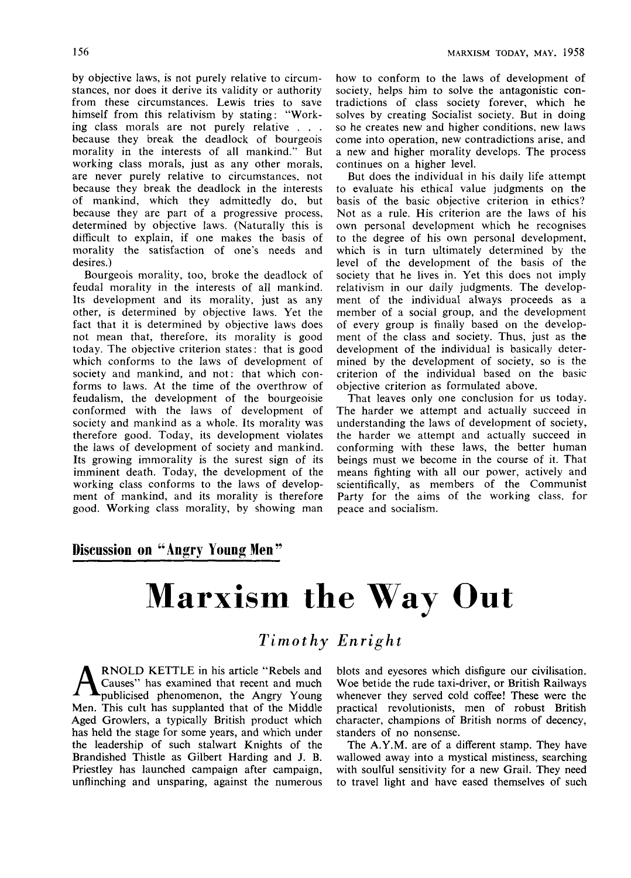by objective laws, is not purely relative to circumstances, nor does it derive its validity or authority from these circumstances. Lewis tries to save himself from this relativism by stating: "Working class morals are not purely relative . . . because they break the deadlock of bourgeois morality in the interests of all mankind." But working class morals, just as any other morals, are never purely relative to circumstances, not because they break the deadlock in the interests of mankind, which they admittedly do, but because they are part of a progressive process, determined by objective laws. (Naturally this is difficult to explain, if one makes the basis of morality the satisfaction of one's needs and desires.)

Bourgeois morality, too, broke the deadlock of feudal morality in the interests of all mankind. Its development and its morality, just as any other, is determined by objective laws. Yet the fact that it is determined by objective laws does not mean that, therefore, its morality is good today. The objective criterion states: that is good which conforms to the laws of development of society and mankind, and not: that which conforms to laws. At the time of the overthrow of feudalism, the development of the bourgeoisie conformed with the laws of development of society and mankind as a whole. Its morality was therefore good. Today, its development violates the laws of development of society and mankind. Its growing immorality is the surest sign of its imminent death. Today, the development of the working class conforms to the laws of development of mankind, and its morality is therefore good. Working class morality, by showing man how to conform to the laws of development of society, helps him to solve the antagonistic contradictions of class society forever, which he solves by creating Socialist society. But in doing so he creates new and higher conditions, new laws come into operation, new contradictions arise, and a new and higher morality develops. The process continues on a higher level.

But does the individual in his daily life attempt to evaluate his ethical value judgments on the basis of the basic objective criterion in ethics? Not as a rule. His criterion are the laws of his own personal development which he recognises to the degree of his own personal development, which is in turn ultimately determined by the level of the development of the basis of the society that he lives in. Yet this does not imply relativism in our daily judgments. The development of the individual always proceeds as a member of a social group, and the development of every group is finally based on the development of the class and society. Thus, just as the development of the individual is basically determined by the development of society, so is the criterion of the individual based on the basic objective criterion as formulated above.

That leaves only one conclusion for us today. The harder we attempt and actually succeed in understanding the laws of development of society, the harder we attempt and actually succeed in conforming with these laws, the better human beings must we become in the course of it. That means fighting with all our power, actively and scientifically, as members of the Communist Party for the aims of the working class, for peace and socialism.

## Discussion on "Angry Young Men"

# Marxism the Way Out

*Timothy Enright*

ARNOLD KETTLE in his article "Rebels and Causes" has examined that recent and much publicised phenomenon, the Angry Young Men. This cult has supplanted that of the Middle Aged Growlers, a typically British product which has held the stage for some years, and which under the leadership of such stalwart Knights of the Brandished Thistle as Gilbert Harding and J. B. Priestley has launched campaign after campaign, unflinching and unsparing, against the numerous blots and eyesores which disfigure our civilisation. Woe betide the rude taxi-driver, or British Railways whenever they served cold coffee! These were the practical revolutionists, men of robust British character, champions of British norms of decency, standers of no nonsense.

The A.Y.M. are of a different stamp. They have wallowed away into a mystical mistiness, searching with soulful sensitivity for a new Grail. They need to travel light and have eased themselves of such